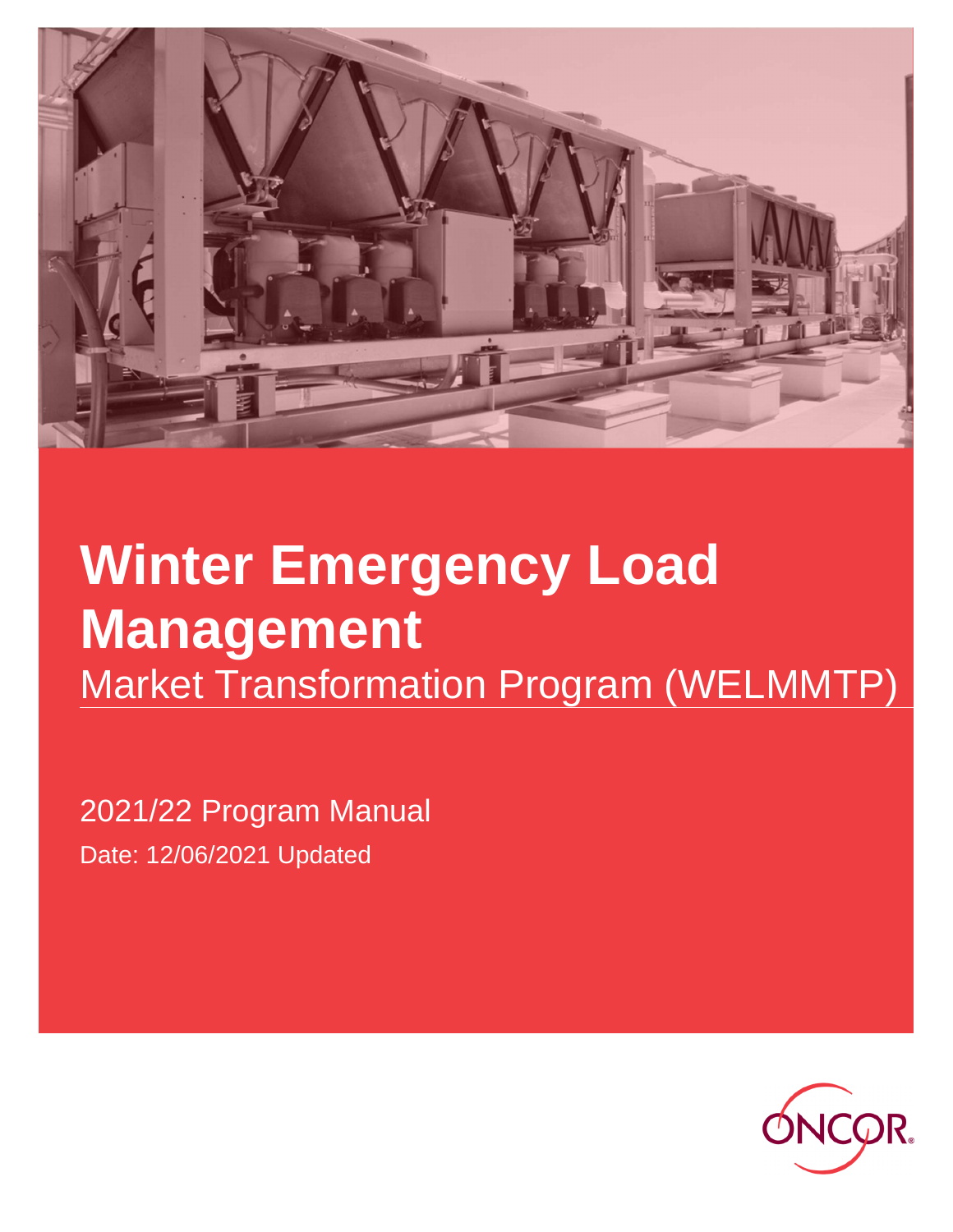# Winter Emergency Load Management

## Market Transformation Program (WELMMTP)

2021/22 Program Manual

Date: 12/06/2021 Updated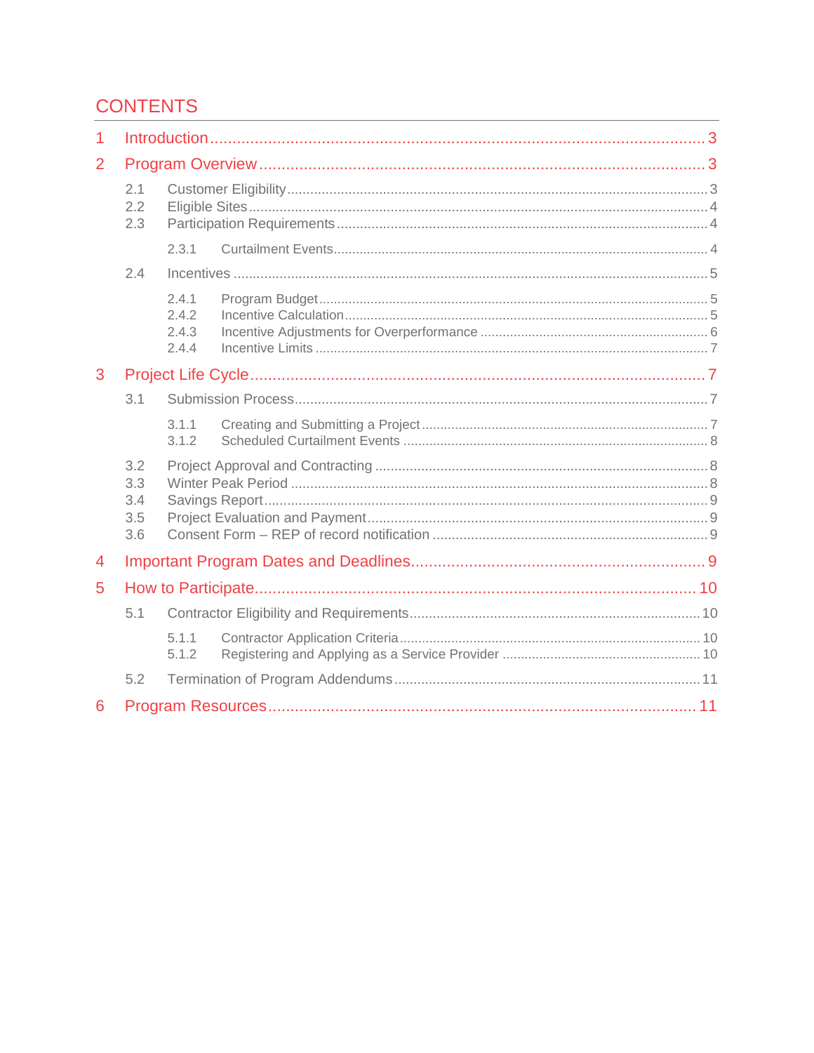# CONTENTS

1 Introduction .................................................. 3

2 Program Overview .................................................. 3

- 2.1 Customer Eligibility .................................................. 3
- 2.2 Eligible Sites .................................................. 4
- 2.3 Participation Requirements .................................................. 4
  - 2.3.1 Curtailment Events .................................................. 4
- 2.4 Incentives .................................................. 5
  - 2.4.1 Program Budget .................................................. 5
  - 2.4.2 Incentive Calculation .................................................. 5
  - 2.4.3 Incentive Adjustments for Overperformance .................................................. 6
  - 2.4.4 Incentive Limits .................................................. 7

3 Project Life Cycle .................................................. 7

- 3.1 Submission Process .................................................. 7
  - 3.1.1 Creating and Submitting a Project .................................................. 7
  - 3.1.2 Scheduled Curtailment Events .................................................. 8
- 3.2 Project Approval and Contracting .................................................. 8
- 3.3 Winter Peak Period .................................................. 8
- 3.4 Savings Report .................................................. 9
- 3.5 Project Evaluation and Payment .................................................. 9
- 3.6 Consent Form – REP of record notification .................................................. 9

4 Important Program Dates and Deadlines .................................................. 9

5 How to Participate .................................................. 10

- 5.1 Contractor Eligibility and Requirements .................................................. 10
  - 5.1.1 Contractor Application Criteria .................................................. 10
  - 5.1.2 Registering and Applying as a Service Provider .................................................. 10
- 5.2 Termination of Program Addendums .................................................. 11

6 Program Resources .................................................. 11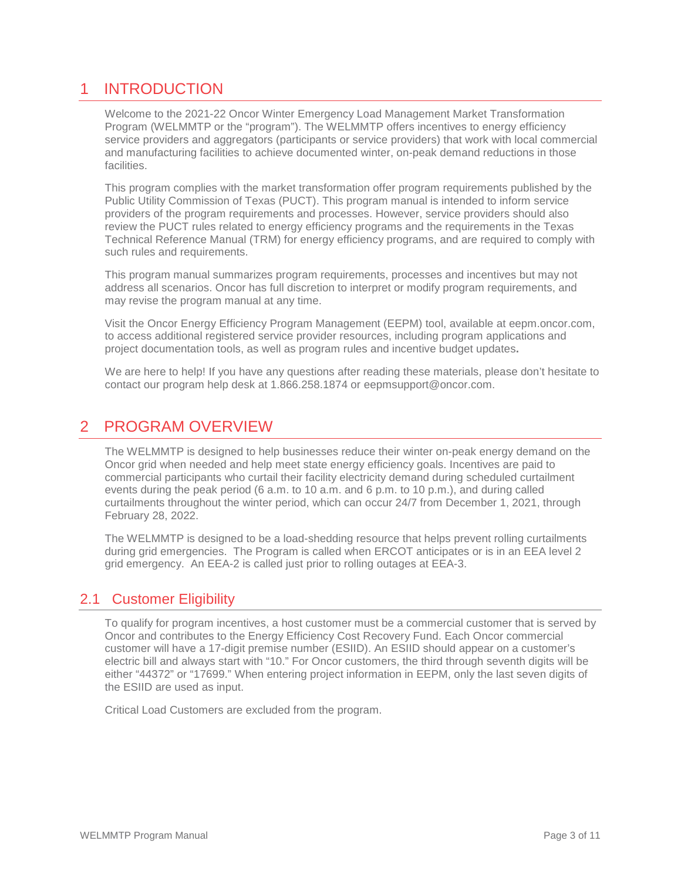# 1 INTRODUCTION

Welcome to the 2021-22 Oncor Winter Emergency Load Management Market Transformation Program (WELMMTP or the "program"). The WELMMTP offers incentives to energy efficiency service providers and aggregators (participants or service providers) that work with local commercial and manufacturing facilities to achieve documented winter, on-peak demand reductions in those facilities.

This program complies with the market transformation offer program requirements published by the Public Utility Commission of Texas (PUCT). This program manual is intended to inform service providers of the program requirements and processes. However, service providers should also review the PUCT rules related to energy efficiency programs and the requirements in the Texas Technical Reference Manual (TRM) for energy efficiency programs, and are required to comply with such rules and requirements.

This program manual summarizes program requirements, processes and incentives but may not address all scenarios. Oncor has full discretion to interpret or modify program requirements, and may revise the program manual at any time.

Visit the Oncor Energy Efficiency Program Management (EEPM) tool, available at eepm.oncor.com, to access additional registered service provider resources, including program applications and project documentation tools, as well as program rules and incentive budget updates**.**

We are here to help! If you have any questions after reading these materials, please don't hesitate to contact our program help desk at 1.866.258.1874 or eepmsupport@oncor.com.

# 2 PROGRAM OVERVIEW

The WELMMTP is designed to help businesses reduce their winter on-peak energy demand on the Oncor grid when needed and help meet state energy efficiency goals. Incentives are paid to commercial participants who curtail their facility electricity demand during scheduled curtailment events during the peak period (6 a.m. to 10 a.m. and 6 p.m. to 10 p.m.), and during called curtailments throughout the winter period, which can occur 24/7 from December 1, 2021, through February 28, 2022.

The WELMMTP is designed to be a load-shedding resource that helps prevent rolling curtailments during grid emergencies. The Program is called when ERCOT anticipates or is in an EEA level 2 grid emergency. An EEA-2 is called just prior to rolling outages at EEA-3.

## 2.1 Customer Eligibility

To qualify for program incentives, a host customer must be a commercial customer that is served by Oncor and contributes to the Energy Efficiency Cost Recovery Fund. Each Oncor commercial customer will have a 17-digit premise number (ESIID). An ESIID should appear on a customer's electric bill and always start with "10." For Oncor customers, the third through seventh digits will be either "44372" or "17699." When entering project information in EEPM, only the last seven digits of the ESIID are used as input.

Critical Load Customers are excluded from the program.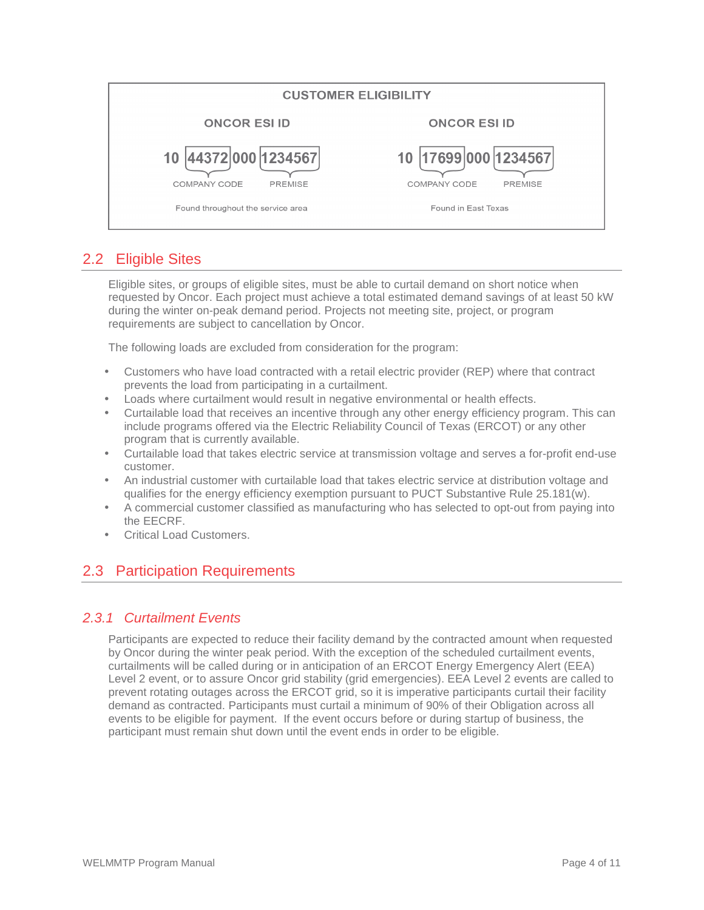**CUSTOMER ELIGIBILITY**

| ONCOR ESI ID | ONCOR ESI ID |
|---|---|
| 10 44372 000 1234567 (COMPANY CODE: 44372; PREMISE: 1234567) | 10 17699 000 1234567 (COMPANY CODE: 17699; PREMISE: 1234567) |
| Found throughout the service area | Found in East Texas |

## 2.2 Eligible Sites

Eligible sites, or groups of eligible sites, must be able to curtail demand on short notice when requested by Oncor. Each project must achieve a total estimated demand savings of at least 50 kW during the winter on-peak demand period. Projects not meeting site, project, or program requirements are subject to cancellation by Oncor.

The following loads are excluded from consideration for the program:

- Customers who have load contracted with a retail electric provider (REP) where that contract prevents the load from participating in a curtailment.
- Loads where curtailment would result in negative environmental or health effects.
- Curtailable load that receives an incentive through any other energy efficiency program. This can include programs offered via the Electric Reliability Council of Texas (ERCOT) or any other program that is currently available.
- Curtailable load that takes electric service at transmission voltage and serves a for-profit end-use customer.
- An industrial customer with curtailable load that takes electric service at distribution voltage and qualifies for the energy efficiency exemption pursuant to PUCT Substantive Rule 25.181(w).
- A commercial customer classified as manufacturing who has selected to opt-out from paying into the EECRF.
- Critical Load Customers.

## 2.3 Participation Requirements

### *2.3.1 Curtailment Events*

Participants are expected to reduce their facility demand by the contracted amount when requested by Oncor during the winter peak period. With the exception of the scheduled curtailment events, curtailments will be called during or in anticipation of an ERCOT Energy Emergency Alert (EEA) Level 2 event, or to assure Oncor grid stability (grid emergencies). EEA Level 2 events are called to prevent rotating outages across the ERCOT grid, so it is imperative participants curtail their facility demand as contracted. Participants must curtail a minimum of 90% of their Obligation across all events to be eligible for payment. If the event occurs before or during startup of business, the participant must remain shut down until the event ends in order to be eligible.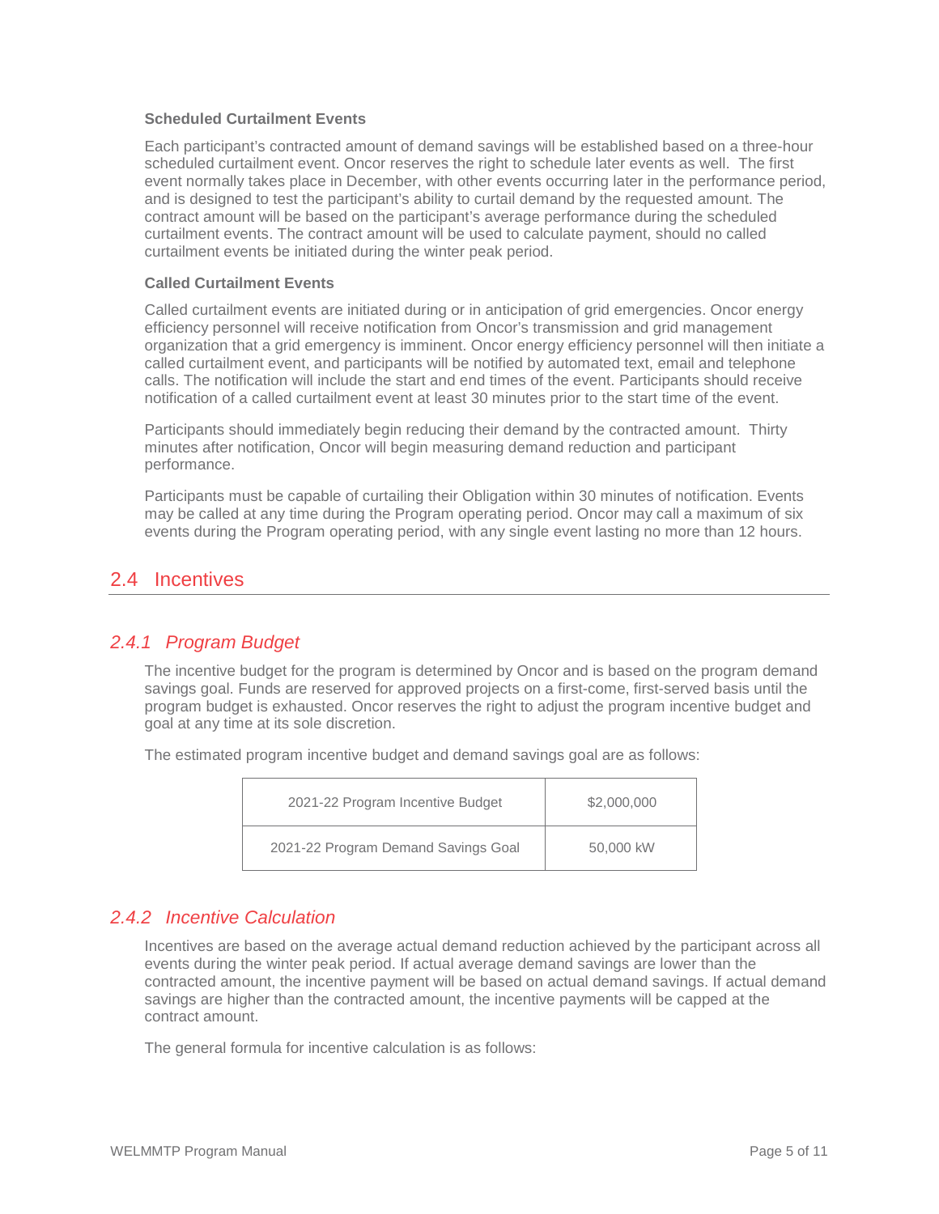**Scheduled Curtailment Events**

Each participant's contracted amount of demand savings will be established based on a three-hour scheduled curtailment event. Oncor reserves the right to schedule later events as well. The first event normally takes place in December, with other events occurring later in the performance period, and is designed to test the participant's ability to curtail demand by the requested amount. The contract amount will be based on the participant's average performance during the scheduled curtailment events. The contract amount will be used to calculate payment, should no called curtailment events be initiated during the winter peak period.

**Called Curtailment Events**

Called curtailment events are initiated during or in anticipation of grid emergencies. Oncor energy efficiency personnel will receive notification from Oncor's transmission and grid management organization that a grid emergency is imminent. Oncor energy efficiency personnel will then initiate a called curtailment event, and participants will be notified by automated text, email and telephone calls. The notification will include the start and end times of the event. Participants should receive notification of a called curtailment event at least 30 minutes prior to the start time of the event.

Participants should immediately begin reducing their demand by the contracted amount. Thirty minutes after notification, Oncor will begin measuring demand reduction and participant performance.

Participants must be capable of curtailing their Obligation within 30 minutes of notification. Events may be called at any time during the Program operating period. Oncor may call a maximum of six events during the Program operating period, with any single event lasting no more than 12 hours.

## 2.4 Incentives

### *2.4.1 Program Budget*

The incentive budget for the program is determined by Oncor and is based on the program demand savings goal. Funds are reserved for approved projects on a first-come, first-served basis until the program budget is exhausted. Oncor reserves the right to adjust the program incentive budget and goal at any time at its sole discretion.

The estimated program incentive budget and demand savings goal are as follows:

| | |
|---|---|
| 2021-22 Program Incentive Budget | $2,000,000 |
| 2021-22 Program Demand Savings Goal | 50,000 kW |

### *2.4.2 Incentive Calculation*

Incentives are based on the average actual demand reduction achieved by the participant across all events during the winter peak period. If actual average demand savings are lower than the contracted amount, the incentive payment will be based on actual demand savings. If actual demand savings are higher than the contracted amount, the incentive payments will be capped at the contract amount.

The general formula for incentive calculation is as follows: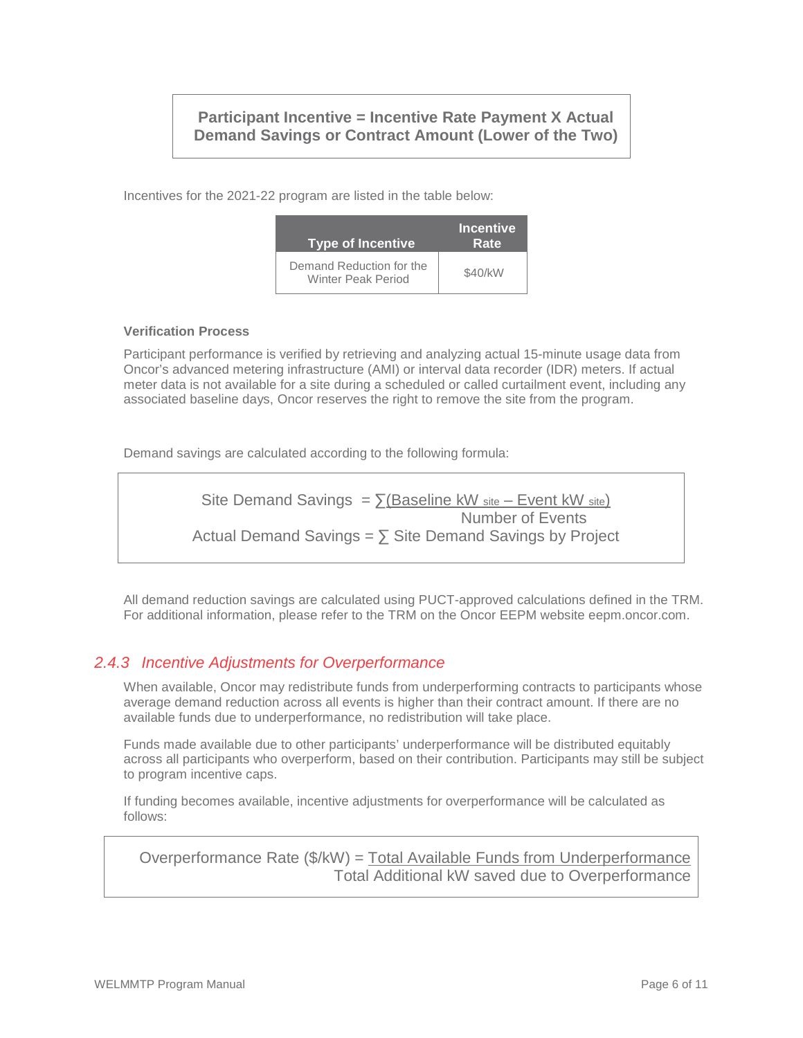**Participant Incentive = Incentive Rate Payment X Actual Demand Savings or Contract Amount (Lower of the Two)**

Incentives for the 2021-22 program are listed in the table below:

| Type of Incentive | Incentive Rate |
|---|---|
| Demand Reduction for the Winter Peak Period | $40/kW |

**Verification Process**

Participant performance is verified by retrieving and analyzing actual 15-minute usage data from Oncor's advanced metering infrastructure (AMI) or interval data recorder (IDR) meters. If actual meter data is not available for a site during a scheduled or called curtailment event, including any associated baseline days, Oncor reserves the right to remove the site from the program.

Demand savings are calculated according to the following formula:

$$\text{Site Demand Savings} = \frac{\sum(\text{Baseline kW}_{\text{site}} - \text{Event kW}_{\text{site}})}{\text{Number of Events}}$$

$$\text{Actual Demand Savings} = \sum \text{Site Demand Savings by Project}$$

All demand reduction savings are calculated using PUCT-approved calculations defined in the TRM. For additional information, please refer to the TRM on the Oncor EEPM website eepm.oncor.com.

### *2.4.3 Incentive Adjustments for Overperformance*

When available, Oncor may redistribute funds from underperforming contracts to participants whose average demand reduction across all events is higher than their contract amount. If there are no available funds due to underperformance, no redistribution will take place.

Funds made available due to other participants' underperformance will be distributed equitably across all participants who overperform, based on their contribution. Participants may still be subject to program incentive caps.

If funding becomes available, incentive adjustments for overperformance will be calculated as follows:

$$\text{Overperformance Rate (\$/kW)} = \frac{\text{Total Available Funds from Underperformance}}{\text{Total Additional kW saved due to Overperformance}}$$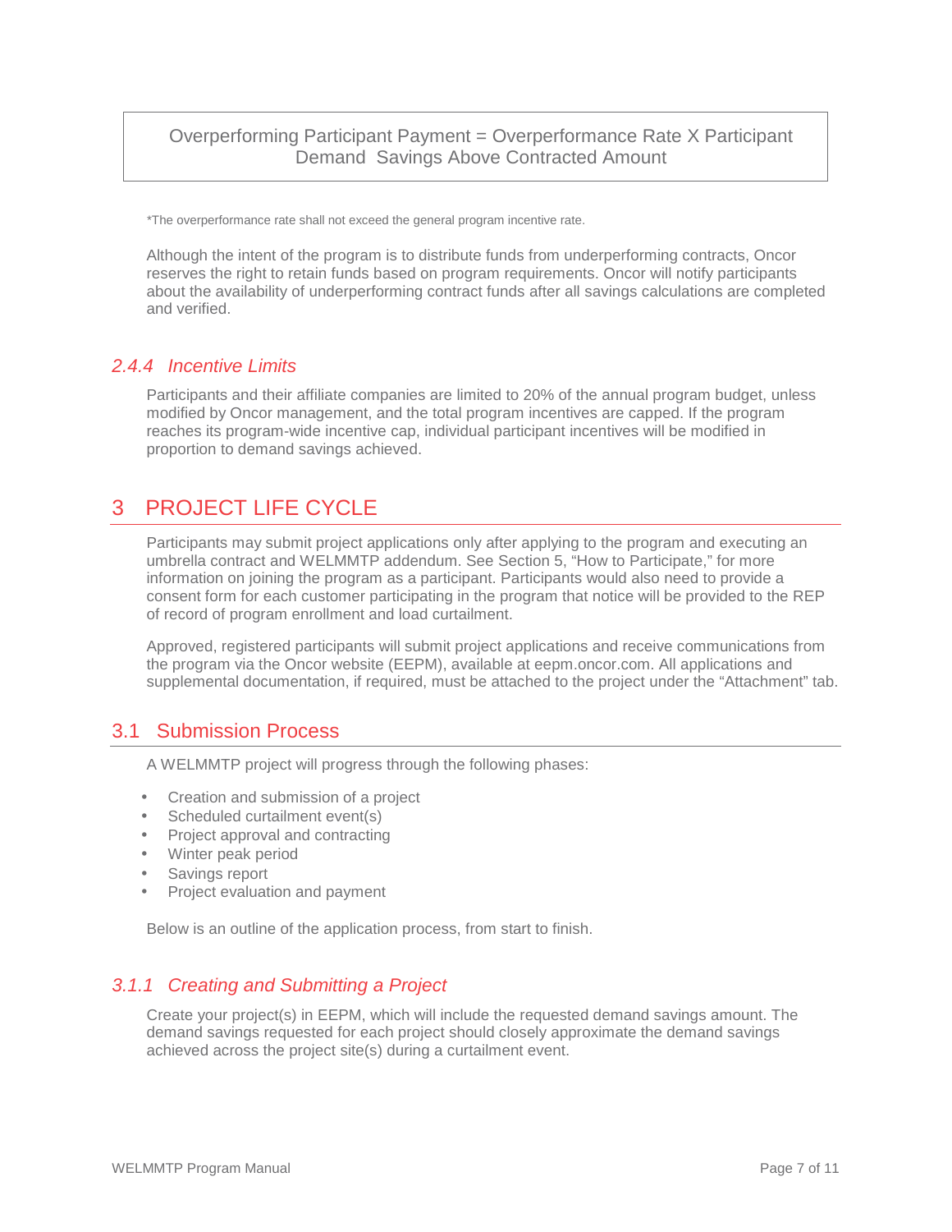> Overperforming Participant Payment = Overperformance Rate X Participant Demand Savings Above Contracted Amount

*The overperformance rate shall not exceed the general program incentive rate.

Although the intent of the program is to distribute funds from underperforming contracts, Oncor reserves the right to retain funds based on program requirements. Oncor will notify participants about the availability of underperforming contract funds after all savings calculations are completed and verified.

### 2.4.4 Incentive Limits

Participants and their affiliate companies are limited to 20% of the annual program budget, unless modified by Oncor management, and the total program incentives are capped. If the program reaches its program-wide incentive cap, individual participant incentives will be modified in proportion to demand savings achieved.

# 3 PROJECT LIFE CYCLE

Participants may submit project applications only after applying to the program and executing an umbrella contract and WELMMTP addendum. See Section 5, "How to Participate," for more information on joining the program as a participant. Participants would also need to provide a consent form for each customer participating in the program that notice will be provided to the REP of record of program enrollment and load curtailment.

Approved, registered participants will submit project applications and receive communications from the program via the Oncor website (EEPM), available at eepm.oncor.com. All applications and supplemental documentation, if required, must be attached to the project under the "Attachment" tab.

## 3.1 Submission Process

A WELMMTP project will progress through the following phases:

- Creation and submission of a project
- Scheduled curtailment event(s)
- Project approval and contracting
- Winter peak period
- Savings report
- Project evaluation and payment

Below is an outline of the application process, from start to finish.

### 3.1.1 Creating and Submitting a Project

Create your project(s) in EEPM, which will include the requested demand savings amount. The demand savings requested for each project should closely approximate the demand savings achieved across the project site(s) during a curtailment event.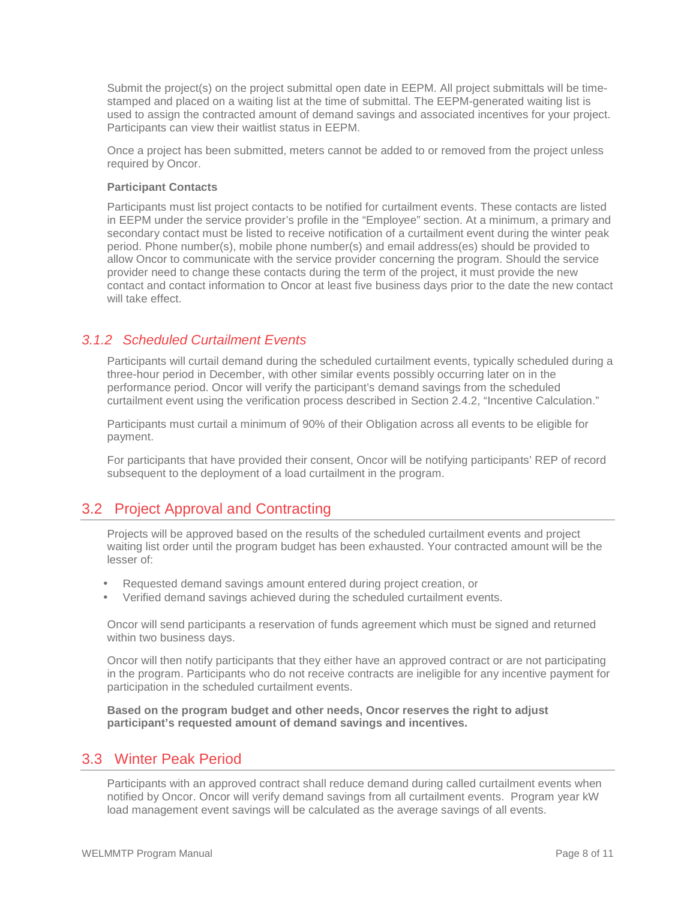Submit the project(s) on the project submittal open date in EEPM. All project submittals will be time-stamped and placed on a waiting list at the time of submittal. The EEPM-generated waiting list is used to assign the contracted amount of demand savings and associated incentives for your project. Participants can view their waitlist status in EEPM.

Once a project has been submitted, meters cannot be added to or removed from the project unless required by Oncor.

**Participant Contacts**

Participants must list project contacts to be notified for curtailment events. These contacts are listed in EEPM under the service provider's profile in the "Employee" section. At a minimum, a primary and secondary contact must be listed to receive notification of a curtailment event during the winter peak period. Phone number(s), mobile phone number(s) and email address(es) should be provided to allow Oncor to communicate with the service provider concerning the program. Should the service provider need to change these contacts during the term of the project, it must provide the new contact and contact information to Oncor at least five business days prior to the date the new contact will take effect.

### *3.1.2 Scheduled Curtailment Events*

Participants will curtail demand during the scheduled curtailment events, typically scheduled during a three-hour period in December, with other similar events possibly occurring later on in the performance period. Oncor will verify the participant's demand savings from the scheduled curtailment event using the verification process described in Section 2.4.2, "Incentive Calculation."

Participants must curtail a minimum of 90% of their Obligation across all events to be eligible for payment.

For participants that have provided their consent, Oncor will be notifying participants' REP of record subsequent to the deployment of a load curtailment in the program.

## 3.2 Project Approval and Contracting

Projects will be approved based on the results of the scheduled curtailment events and project waiting list order until the program budget has been exhausted. Your contracted amount will be the lesser of:

- Requested demand savings amount entered during project creation, or
- Verified demand savings achieved during the scheduled curtailment events.

Oncor will send participants a reservation of funds agreement which must be signed and returned within two business days.

Oncor will then notify participants that they either have an approved contract or are not participating in the program. Participants who do not receive contracts are ineligible for any incentive payment for participation in the scheduled curtailment events.

**Based on the program budget and other needs, Oncor reserves the right to adjust participant's requested amount of demand savings and incentives.**

## 3.3 Winter Peak Period

Participants with an approved contract shall reduce demand during called curtailment events when notified by Oncor. Oncor will verify demand savings from all curtailment events. Program year kW load management event savings will be calculated as the average savings of all events.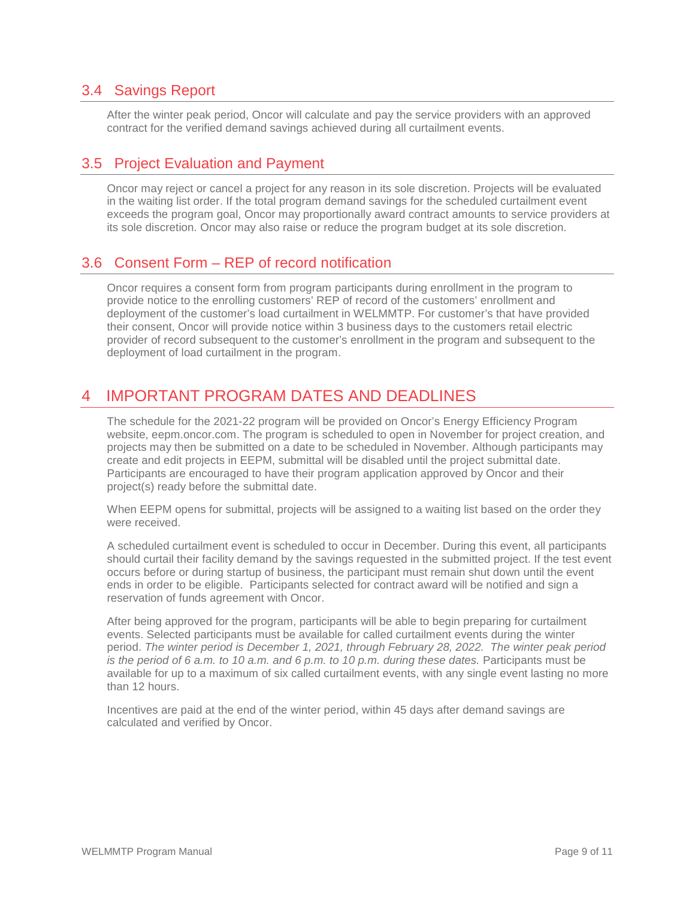## 3.4 Savings Report

After the winter peak period, Oncor will calculate and pay the service providers with an approved contract for the verified demand savings achieved during all curtailment events.

## 3.5 Project Evaluation and Payment

Oncor may reject or cancel a project for any reason in its sole discretion. Projects will be evaluated in the waiting list order. If the total program demand savings for the scheduled curtailment event exceeds the program goal, Oncor may proportionally award contract amounts to service providers at its sole discretion. Oncor may also raise or reduce the program budget at its sole discretion.

## 3.6 Consent Form – REP of record notification

Oncor requires a consent form from program participants during enrollment in the program to provide notice to the enrolling customers' REP of record of the customers' enrollment and deployment of the customer's load curtailment in WELMMTP. For customer's that have provided their consent, Oncor will provide notice within 3 business days to the customers retail electric provider of record subsequent to the customer's enrollment in the program and subsequent to the deployment of load curtailment in the program.

# 4 IMPORTANT PROGRAM DATES AND DEADLINES

The schedule for the 2021-22 program will be provided on Oncor's Energy Efficiency Program website, eepm.oncor.com. The program is scheduled to open in November for project creation, and projects may then be submitted on a date to be scheduled in November. Although participants may create and edit projects in EEPM, submittal will be disabled until the project submittal date. Participants are encouraged to have their program application approved by Oncor and their project(s) ready before the submittal date.

When EEPM opens for submittal, projects will be assigned to a waiting list based on the order they were received.

A scheduled curtailment event is scheduled to occur in December. During this event, all participants should curtail their facility demand by the savings requested in the submitted project. If the test event occurs before or during startup of business, the participant must remain shut down until the event ends in order to be eligible. Participants selected for contract award will be notified and sign a reservation of funds agreement with Oncor.

After being approved for the program, participants will be able to begin preparing for curtailment events. Selected participants must be available for called curtailment events during the winter period. *The winter period is December 1, 2021, through February 28, 2022. The winter peak period is the period of 6 a.m. to 10 a.m. and 6 p.m. to 10 p.m. during these dates.* Participants must be available for up to a maximum of six called curtailment events, with any single event lasting no more than 12 hours.

Incentives are paid at the end of the winter period, within 45 days after demand savings are calculated and verified by Oncor.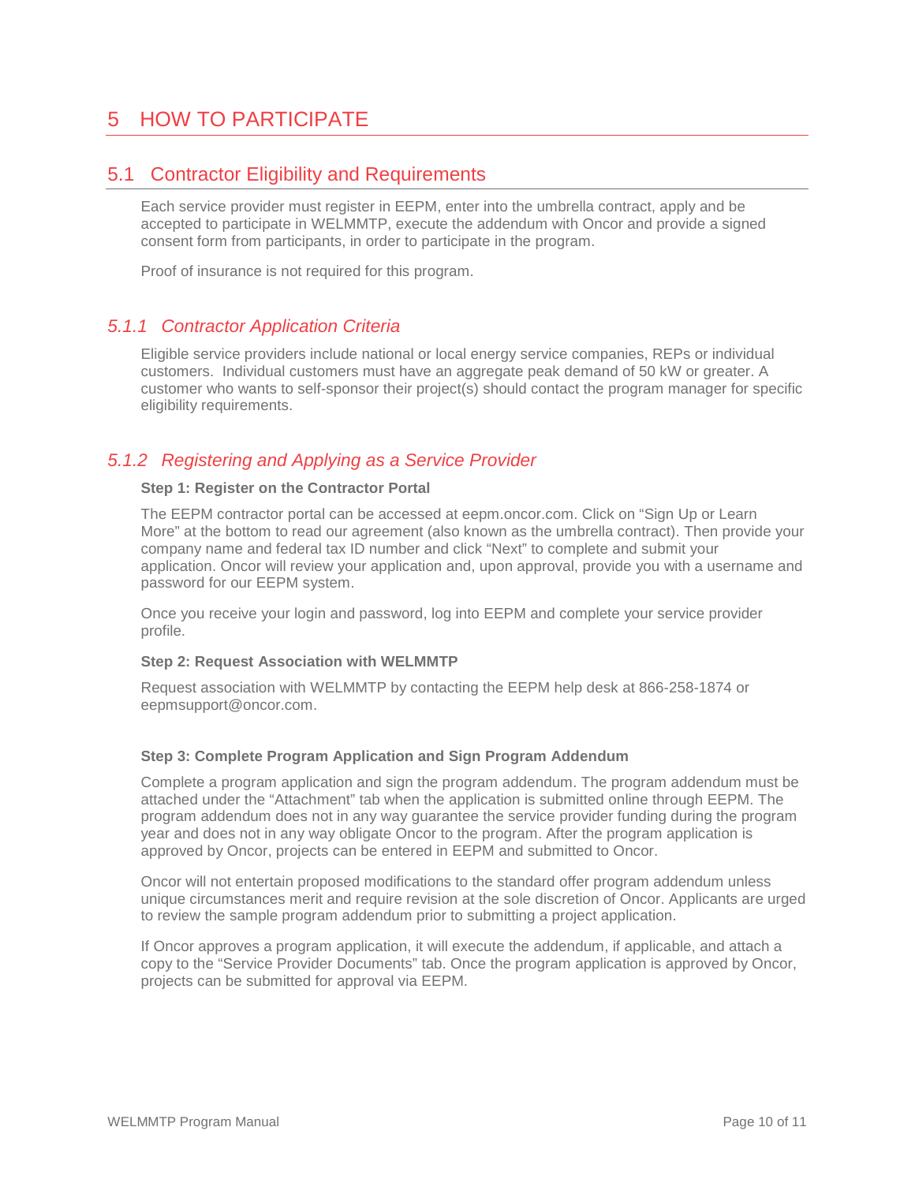# 5 HOW TO PARTICIPATE

## 5.1 Contractor Eligibility and Requirements

Each service provider must register in EEPM, enter into the umbrella contract, apply and be accepted to participate in WELMMTP, execute the addendum with Oncor and provide a signed consent form from participants, in order to participate in the program.

Proof of insurance is not required for this program.

### *5.1.1 Contractor Application Criteria*

Eligible service providers include national or local energy service companies, REPs or individual customers. Individual customers must have an aggregate peak demand of 50 kW or greater. A customer who wants to self-sponsor their project(s) should contact the program manager for specific eligibility requirements.

### *5.1.2 Registering and Applying as a Service Provider*

**Step 1: Register on the Contractor Portal**

The EEPM contractor portal can be accessed at eepm.oncor.com. Click on "Sign Up or Learn More" at the bottom to read our agreement (also known as the umbrella contract). Then provide your company name and federal tax ID number and click "Next" to complete and submit your application. Oncor will review your application and, upon approval, provide you with a username and password for our EEPM system.

Once you receive your login and password, log into EEPM and complete your service provider profile.

**Step 2: Request Association with WELMMTP**

Request association with WELMMTP by contacting the EEPM help desk at 866-258-1874 or eepmsupport@oncor.com.

**Step 3: Complete Program Application and Sign Program Addendum**

Complete a program application and sign the program addendum. The program addendum must be attached under the "Attachment" tab when the application is submitted online through EEPM. The program addendum does not in any way guarantee the service provider funding during the program year and does not in any way obligate Oncor to the program. After the program application is approved by Oncor, projects can be entered in EEPM and submitted to Oncor.

Oncor will not entertain proposed modifications to the standard offer program addendum unless unique circumstances merit and require revision at the sole discretion of Oncor. Applicants are urged to review the sample program addendum prior to submitting a project application.

If Oncor approves a program application, it will execute the addendum, if applicable, and attach a copy to the "Service Provider Documents" tab. Once the program application is approved by Oncor, projects can be submitted for approval via EEPM.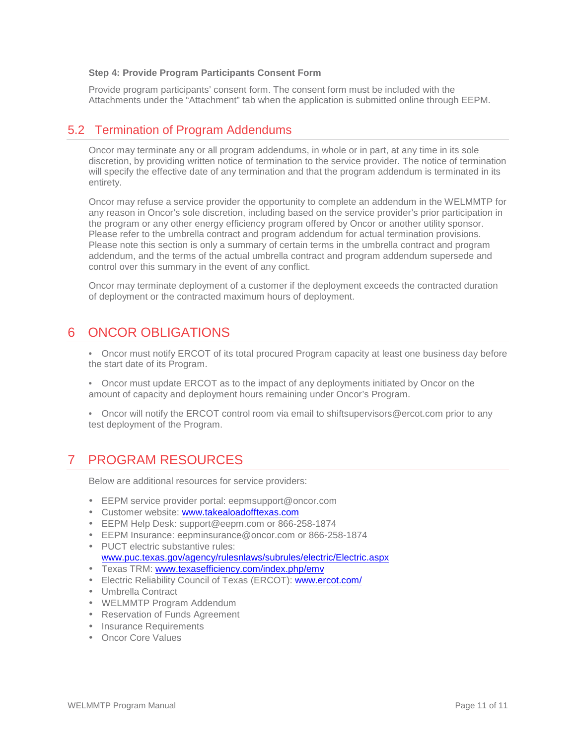**Step 4: Provide Program Participants Consent Form**

Provide program participants' consent form. The consent form must be included with the Attachments under the "Attachment" tab when the application is submitted online through EEPM.

## 5.2 Termination of Program Addendums

Oncor may terminate any or all program addendums, in whole or in part, at any time in its sole discretion, by providing written notice of termination to the service provider. The notice of termination will specify the effective date of any termination and that the program addendum is terminated in its entirety.

Oncor may refuse a service provider the opportunity to complete an addendum in the WELMMTP for any reason in Oncor's sole discretion, including based on the service provider's prior participation in the program or any other energy efficiency program offered by Oncor or another utility sponsor. Please refer to the umbrella contract and program addendum for actual termination provisions. Please note this section is only a summary of certain terms in the umbrella contract and program addendum, and the terms of the actual umbrella contract and program addendum supersede and control over this summary in the event of any conflict.

Oncor may terminate deployment of a customer if the deployment exceeds the contracted duration of deployment or the contracted maximum hours of deployment.

# 6 ONCOR OBLIGATIONS

- Oncor must notify ERCOT of its total procured Program capacity at least one business day before the start date of its Program.
- Oncor must update ERCOT as to the impact of any deployments initiated by Oncor on the amount of capacity and deployment hours remaining under Oncor's Program.
- Oncor will notify the ERCOT control room via email to shiftsupervisors@ercot.com prior to any test deployment of the Program.

# 7 PROGRAM RESOURCES

Below are additional resources for service providers:

- EEPM service provider portal: eepmsupport@oncor.com
- Customer website: www.takealoadofftexas.com
- EEPM Help Desk: support@eepm.com or 866-258-1874
- EEPM Insurance: eepminsurance@oncor.com or 866-258-1874
- PUCT electric substantive rules: www.puc.texas.gov/agency/rulesnlaws/subrules/electric/Electric.aspx
- Texas TRM: www.texasefficiency.com/index.php/emv
- Electric Reliability Council of Texas (ERCOT): www.ercot.com/
- Umbrella Contract
- WELMMTP Program Addendum
- Reservation of Funds Agreement
- Insurance Requirements
- Oncor Core Values